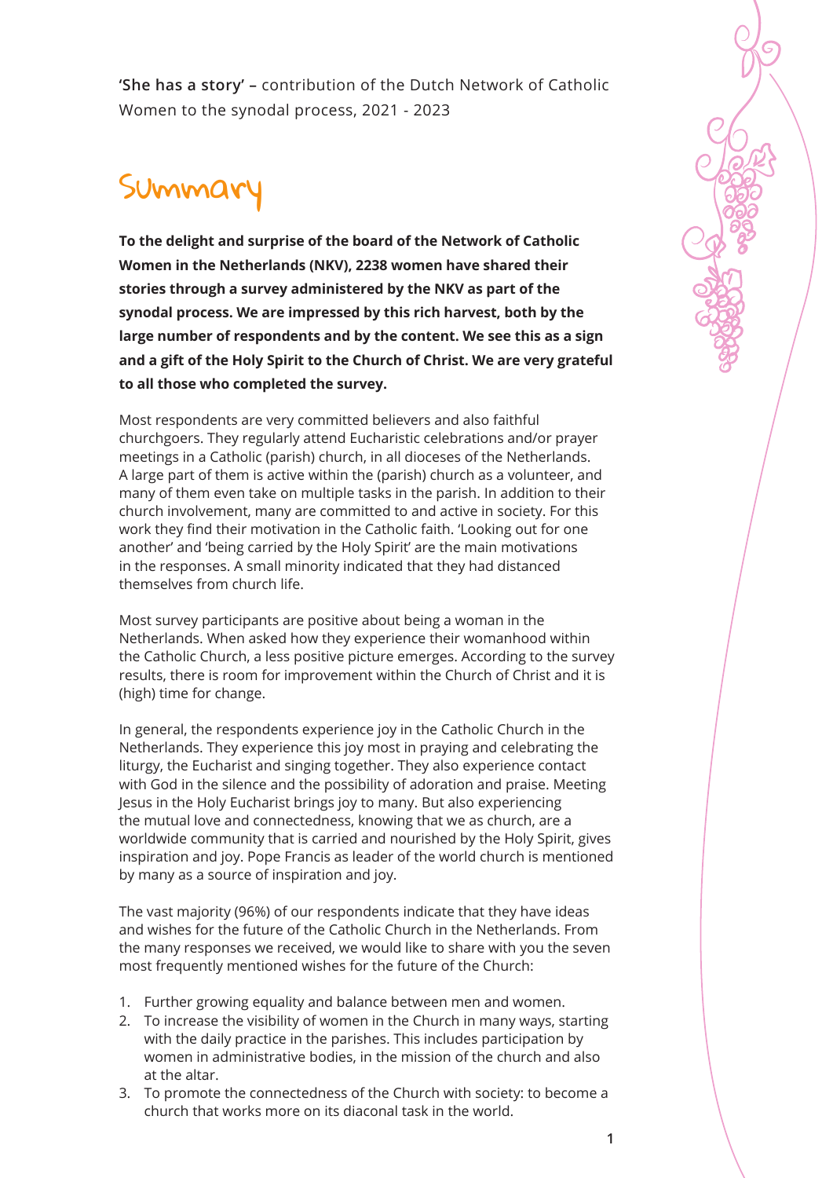**'She has a story' –** contribution of the Dutch Network of Catholic Women to the synodal process, 2021 - 2023

# Summary

**To the delight and surprise of the board of the Network of Catholic Women in the Netherlands (NKV), 2238 women have shared their stories through a survey administered by the NKV as part of the synodal process. We are impressed by this rich harvest, both by the large number of respondents and by the content. We see this as a sign and a gift of the Holy Spirit to the Church of Christ. We are very grateful to all those who completed the survey.**

Most respondents are very committed believers and also faithful churchgoers. They regularly attend Eucharistic celebrations and/or prayer meetings in a Catholic (parish) church, in all dioceses of the Netherlands. A large part of them is active within the (parish) church as a volunteer, and many of them even take on multiple tasks in the parish. In addition to their church involvement, many are committed to and active in society. For this work they find their motivation in the Catholic faith. 'Looking out for one another' and 'being carried by the Holy Spirit' are the main motivations in the responses. A small minority indicated that they had distanced themselves from church life.

Most survey participants are positive about being a woman in the Netherlands. When asked how they experience their womanhood within the Catholic Church, a less positive picture emerges. According to the survey results, there is room for improvement within the Church of Christ and it is (high) time for change.

In general, the respondents experience joy in the Catholic Church in the Netherlands. They experience this joy most in praying and celebrating the liturgy, the Eucharist and singing together. They also experience contact with God in the silence and the possibility of adoration and praise. Meeting Jesus in the Holy Eucharist brings joy to many. But also experiencing the mutual love and connectedness, knowing that we as church, are a worldwide community that is carried and nourished by the Holy Spirit, gives inspiration and joy. Pope Francis as leader of the world church is mentioned by many as a source of inspiration and joy.

The vast majority (96%) of our respondents indicate that they have ideas and wishes for the future of the Catholic Church in the Netherlands. From the many responses we received, we would like to share with you the seven most frequently mentioned wishes for the future of the Church:

1. Further growing equality and balance between men and women.
2. To increase the visibility of women in the Church in many ways, starting with the daily practice in the parishes. This includes participation by women in administrative bodies, in the mission of the church and also at the altar.
3. To promote the connectedness of the Church with society: to become a church that works more on its diaconal task in the world.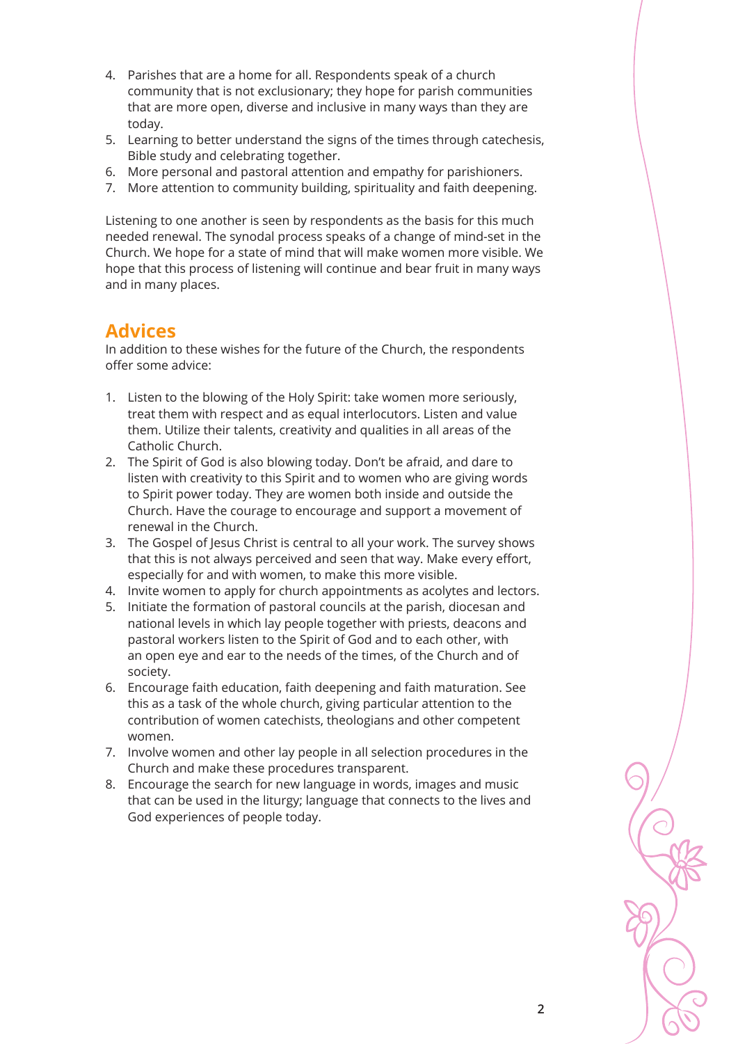4. Parishes that are a home for all. Respondents speak of a church community that is not exclusionary; they hope for parish communities that are more open, diverse and inclusive in many ways than they are today.
5. Learning to better understand the signs of the times through catechesis, Bible study and celebrating together.
6. More personal and pastoral attention and empathy for parishioners.
7. More attention to community building, spirituality and faith deepening.

Listening to one another is seen by respondents as the basis for this much needed renewal. The synodal process speaks of a change of mind-set in the Church. We hope for a state of mind that will make women more visible. We hope that this process of listening will continue and bear fruit in many ways and in many places.

## Advices

In addition to these wishes for the future of the Church, the respondents offer some advice:

1. Listen to the blowing of the Holy Spirit: take women more seriously, treat them with respect and as equal interlocutors. Listen and value them. Utilize their talents, creativity and qualities in all areas of the Catholic Church.
2. The Spirit of God is also blowing today. Don't be afraid, and dare to listen with creativity to this Spirit and to women who are giving words to Spirit power today. They are women both inside and outside the Church. Have the courage to encourage and support a movement of renewal in the Church.
3. The Gospel of Jesus Christ is central to all your work. The survey shows that this is not always perceived and seen that way. Make every effort, especially for and with women, to make this more visible.
4. Invite women to apply for church appointments as acolytes and lectors.
5. Initiate the formation of pastoral councils at the parish, diocesan and national levels in which lay people together with priests, deacons and pastoral workers listen to the Spirit of God and to each other, with an open eye and ear to the needs of the times, of the Church and of society.
6. Encourage faith education, faith deepening and faith maturation. See this as a task of the whole church, giving particular attention to the contribution of women catechists, theologians and other competent women.
7. Involve women and other lay people in all selection procedures in the Church and make these procedures transparent.
8. Encourage the search for new language in words, images and music that can be used in the liturgy; language that connects to the lives and God experiences of people today.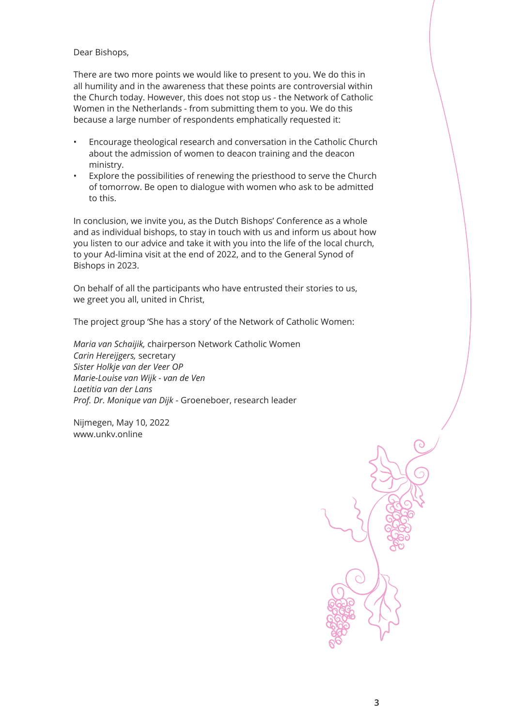Dear Bishops,

There are two more points we would like to present to you. We do this in all humility and in the awareness that these points are controversial within the Church today. However, this does not stop us - the Network of Catholic Women in the Netherlands - from submitting them to you. We do this because a large number of respondents emphatically requested it:

- Encourage theological research and conversation in the Catholic Church about the admission of women to deacon training and the deacon ministry.
- Explore the possibilities of renewing the priesthood to serve the Church of tomorrow. Be open to dialogue with women who ask to be admitted to this.

In conclusion, we invite you, as the Dutch Bishops' Conference as a whole and as individual bishops, to stay in touch with us and inform us about how you listen to our advice and take it with you into the life of the local church, to your Ad-limina visit at the end of 2022, and to the General Synod of Bishops in 2023.

On behalf of all the participants who have entrusted their stories to us, we greet you all, united in Christ,

The project group 'She has a story' of the Network of Catholic Women:

*Maria van Schaijik,* chairperson Network Catholic Women
*Carin Hereijgers,* secretary
*Sister Holkje van der Veer OP*
*Marie-Louise van Wijk - van de Ven*
*Laetitia van der Lans*
*Prof. Dr. Monique van Dijk* - Groeneboer, research leader

Nijmegen, May 10, 2022
www.unkv.online